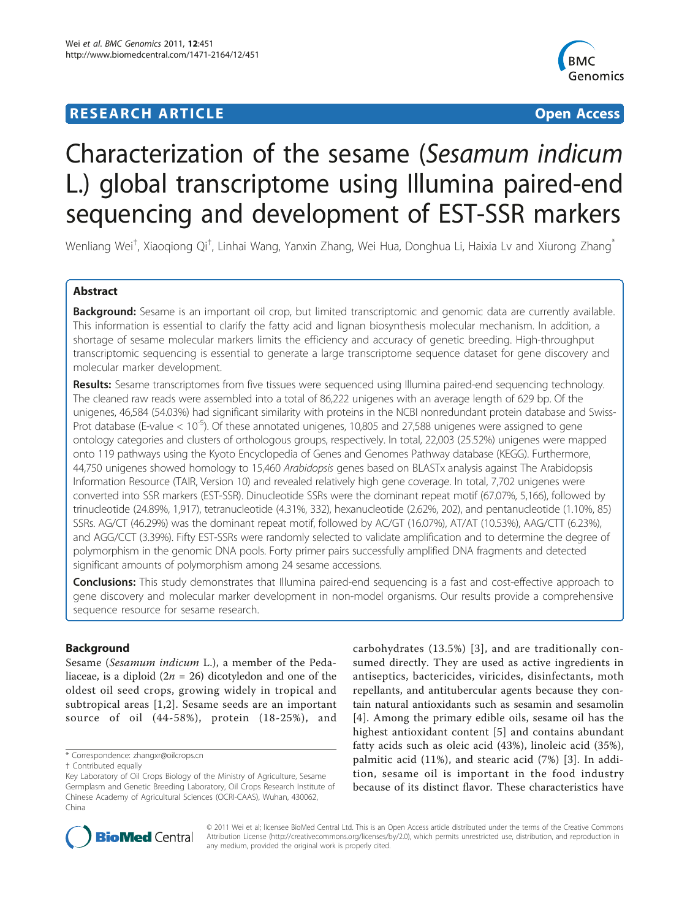**RESEARCH ARTICLE** **Open Access**

# Characterization of the sesame (*Sesamum indicum* L.) global transcriptome using Illumina paired-end sequencing and development of EST-SSR markers

Wenliang Wei†, Xiaoqiong Qi†, Linhai Wang, Yanxin Zhang, Wei Hua, Donghua Li, Haixia Lv and Xiurong Zhang*

## Abstract

**Background:** Sesame is an important oil crop, but limited transcriptomic and genomic data are currently available. This information is essential to clarify the fatty acid and lignan biosynthesis molecular mechanism. In addition, a shortage of sesame molecular markers limits the efficiency and accuracy of genetic breeding. High-throughput transcriptomic sequencing is essential to generate a large transcriptome sequence dataset for gene discovery and molecular marker development.

**Results:** Sesame transcriptomes from five tissues were sequenced using Illumina paired-end sequencing technology. The cleaned raw reads were assembled into a total of 86,222 unigenes with an average length of 629 bp. Of the unigenes, 46,584 (54.03%) had significant similarity with proteins in the NCBI nonredundant protein database and Swiss-Prot database (E-value < $10^{-5}$). Of these annotated unigenes, 10,805 and 27,588 unigenes were assigned to gene ontology categories and clusters of orthologous groups, respectively. In total, 22,003 (25.52%) unigenes were mapped onto 119 pathways using the Kyoto Encyclopedia of Genes and Genomes Pathway database (KEGG). Furthermore, 44,750 unigenes showed homology to 15,460 *Arabidopsis* genes based on BLASTx analysis against The Arabidopsis Information Resource (TAIR, Version 10) and revealed relatively high gene coverage. In total, 7,702 unigenes were converted into SSR markers (EST-SSR). Dinucleotide SSRs were the dominant repeat motif (67.07%, 5,166), followed by trinucleotide (24.89%, 1,917), tetranucleotide (4.31%, 332), hexanucleotide (2.62%, 202), and pentanucleotide (1.10%, 85) SSRs. AG/CT (46.29%) was the dominant repeat motif, followed by AC/GT (16.07%), AT/AT (10.53%), AAG/CTT (6.23%), and AGG/CCT (3.39%). Fifty EST-SSRs were randomly selected to validate amplification and to determine the degree of polymorphism in the genomic DNA pools. Forty primer pairs successfully amplified DNA fragments and detected significant amounts of polymorphism among 24 sesame accessions.

**Conclusions:** This study demonstrates that Illumina paired-end sequencing is a fast and cost-effective approach to gene discovery and molecular marker development in non-model organisms. Our results provide a comprehensive sequence resource for sesame research.

## Background

Sesame (*Sesamum indicum* L.), a member of the Pedaliaceae, is a diploid (2*n* = 26) dicotyledon and one of the oldest oil seed crops, growing widely in tropical and subtropical areas [1,2]. Sesame seeds are an important source of oil (44-58%), protein (18-25%), and carbohydrates (13.5%) [3], and are traditionally consumed directly. They are used as active ingredients in antiseptics, bactericides, viricides, disinfectants, moth repellants, and antitubercular agents because they contain natural antioxidants such as sesamin and sesamolin [4]. Among the primary edible oils, sesame oil has the highest antioxidant content [5] and contains abundant fatty acids such as oleic acid (43%), linoleic acid (35%), palmitic acid (11%), and stearic acid (7%) [3]. In addition, sesame oil is important in the food industry because of its distinct flavor. These characteristics have

\* Correspondence: zhangxr@oilcrops.cn
† Contributed equally
Key Laboratory of Oil Crops Biology of the Ministry of Agriculture, Sesame Germplasm and Genetic Breeding Laboratory, Oil Crops Research Institute of Chinese Academy of Agricultural Sciences (OCRI-CAAS), Wuhan, 430062, China

© 2011 Wei et al; licensee BioMed Central Ltd. This is an Open Access article distributed under the terms of the Creative Commons Attribution License (http://creativecommons.org/licenses/by/2.0), which permits unrestricted use, distribution, and reproduction in any medium, provided the original work is properly cited.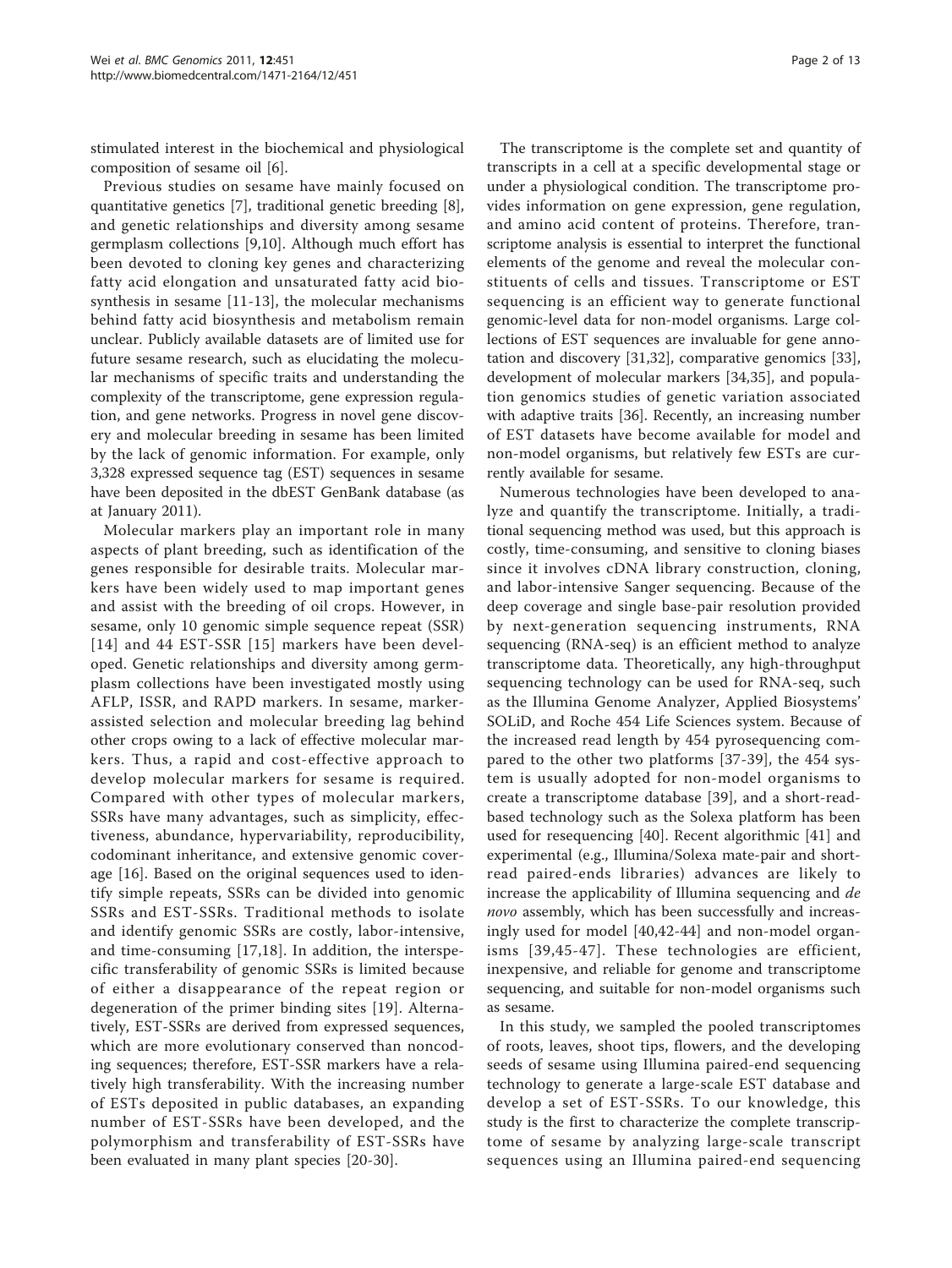stimulated interest in the biochemical and physiological composition of sesame oil [6].

Previous studies on sesame have mainly focused on quantitative genetics [7], traditional genetic breeding [8], and genetic relationships and diversity among sesame germplasm collections [9,10]. Although much effort has been devoted to cloning key genes and characterizing fatty acid elongation and unsaturated fatty acid biosynthesis in sesame [11-13], the molecular mechanisms behind fatty acid biosynthesis and metabolism remain unclear. Publicly available datasets are of limited use for future sesame research, such as elucidating the molecular mechanisms of specific traits and understanding the complexity of the transcriptome, gene expression regulation, and gene networks. Progress in novel gene discovery and molecular breeding in sesame has been limited by the lack of genomic information. For example, only 3,328 expressed sequence tag (EST) sequences in sesame have been deposited in the dbEST GenBank database (as at January 2011).

Molecular markers play an important role in many aspects of plant breeding, such as identification of the genes responsible for desirable traits. Molecular markers have been widely used to map important genes and assist with the breeding of oil crops. However, in sesame, only 10 genomic simple sequence repeat (SSR) [14] and 44 EST-SSR [15] markers have been developed. Genetic relationships and diversity among germplasm collections have been investigated mostly using AFLP, ISSR, and RAPD markers. In sesame, marker-assisted selection and molecular breeding lag behind other crops owing to a lack of effective molecular markers. Thus, a rapid and cost-effective approach to develop molecular markers for sesame is required. Compared with other types of molecular markers, SSRs have many advantages, such as simplicity, effectiveness, abundance, hypervariability, reproducibility, codominant inheritance, and extensive genomic coverage [16]. Based on the original sequences used to identify simple repeats, SSRs can be divided into genomic SSRs and EST-SSRs. Traditional methods to isolate and identify genomic SSRs are costly, labor-intensive, and time-consuming [17,18]. In addition, the interspecific transferability of genomic SSRs is limited because of either a disappearance of the repeat region or degeneration of the primer binding sites [19]. Alternatively, EST-SSRs are derived from expressed sequences, which are more evolutionary conserved than noncoding sequences; therefore, EST-SSR markers have a relatively high transferability. With the increasing number of ESTs deposited in public databases, an expanding number of EST-SSRs have been developed, and the polymorphism and transferability of EST-SSRs have been evaluated in many plant species [20-30].

The transcriptome is the complete set and quantity of transcripts in a cell at a specific developmental stage or under a physiological condition. The transcriptome provides information on gene expression, gene regulation, and amino acid content of proteins. Therefore, transcriptome analysis is essential to interpret the functional elements of the genome and reveal the molecular constituents of cells and tissues. Transcriptome or EST sequencing is an efficient way to generate functional genomic-level data for non-model organisms. Large collections of EST sequences are invaluable for gene annotation and discovery [31,32], comparative genomics [33], development of molecular markers [34,35], and population genomics studies of genetic variation associated with adaptive traits [36]. Recently, an increasing number of EST datasets have become available for model and non-model organisms, but relatively few ESTs are currently available for sesame.

Numerous technologies have been developed to analyze and quantify the transcriptome. Initially, a traditional sequencing method was used, but this approach is costly, time-consuming, and sensitive to cloning biases since it involves cDNA library construction, cloning, and labor-intensive Sanger sequencing. Because of the deep coverage and single base-pair resolution provided by next-generation sequencing instruments, RNA sequencing (RNA-seq) is an efficient method to analyze transcriptome data. Theoretically, any high-throughput sequencing technology can be used for RNA-seq, such as the Illumina Genome Analyzer, Applied Biosystems' SOLiD, and Roche 454 Life Sciences system. Because of the increased read length by 454 pyrosequencing compared to the other two platforms [37-39], the 454 system is usually adopted for non-model organisms to create a transcriptome database [39], and a short-read-based technology such as the Solexa platform has been used for resequencing [40]. Recent algorithmic [41] and experimental (e.g., Illumina/Solexa mate-pair and short-read paired-ends libraries) advances are likely to increase the applicability of Illumina sequencing and *de novo* assembly, which has been successfully and increasingly used for model [40,42-44] and non-model organisms [39,45-47]. These technologies are efficient, inexpensive, and reliable for genome and transcriptome sequencing, and suitable for non-model organisms such as sesame.

In this study, we sampled the pooled transcriptomes of roots, leaves, shoot tips, flowers, and the developing seeds of sesame using Illumina paired-end sequencing technology to generate a large-scale EST database and develop a set of EST-SSRs. To our knowledge, this study is the first to characterize the complete transcriptome of sesame by analyzing large-scale transcript sequences using an Illumina paired-end sequencing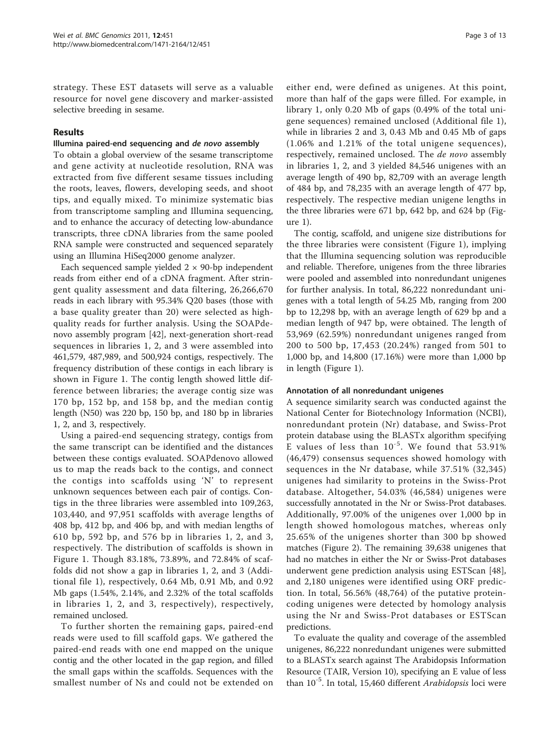strategy. These EST datasets will serve as a valuable resource for novel gene discovery and marker-assisted selective breeding in sesame.

## Results

### Illumina paired-end sequencing and *de novo* assembly

To obtain a global overview of the sesame transcriptome and gene activity at nucleotide resolution, RNA was extracted from five different sesame tissues including the roots, leaves, flowers, developing seeds, and shoot tips, and equally mixed. To minimize systematic bias from transcriptome sampling and Illumina sequencing, and to enhance the accuracy of detecting low-abundance transcripts, three cDNA libraries from the same pooled RNA sample were constructed and sequenced separately using an Illumina HiSeq2000 genome analyzer.

Each sequenced sample yielded 2 × 90-bp independent reads from either end of a cDNA fragment. After stringent quality assessment and data filtering, 26,266,670 reads in each library with 95.34% Q20 bases (those with a base quality greater than 20) were selected as high-quality reads for further analysis. Using the SOAPdenovo assembly program [42], next-generation short-read sequences in libraries 1, 2, and 3 were assembled into 461,579, 487,989, and 500,924 contigs, respectively. The frequency distribution of these contigs in each library is shown in Figure 1. The contig length showed little difference between libraries; the average contig size was 170 bp, 152 bp, and 158 bp, and the median contig length (N50) was 220 bp, 150 bp, and 180 bp in libraries 1, 2, and 3, respectively.

Using a paired-end sequencing strategy, contigs from the same transcript can be identified and the distances between these contigs evaluated. SOAPdenovo allowed us to map the reads back to the contigs, and connect the contigs into scaffolds using 'N' to represent unknown sequences between each pair of contigs. Contigs in the three libraries were assembled into 109,263, 103,440, and 97,951 scaffolds with average lengths of 408 bp, 412 bp, and 406 bp, and with median lengths of 610 bp, 592 bp, and 576 bp in libraries 1, 2, and 3, respectively. The distribution of scaffolds is shown in Figure 1. Though 83.18%, 73.89%, and 72.84% of scaffolds did not show a gap in libraries 1, 2, and 3 (Additional file 1), respectively, 0.64 Mb, 0.91 Mb, and 0.92 Mb gaps (1.54%, 2.14%, and 2.32% of the total scaffolds in libraries 1, 2, and 3, respectively), respectively, remained unclosed.

To further shorten the remaining gaps, paired-end reads were used to fill scaffold gaps. We gathered the paired-end reads with one end mapped on the unique contig and the other located in the gap region, and filled the small gaps within the scaffolds. Sequences with the smallest number of Ns and could not be extended on either end, were defined as unigenes. At this point, more than half of the gaps were filled. For example, in library 1, only 0.20 Mb of gaps (0.49% of the total unigene sequences) remained unclosed (Additional file 1), while in libraries 2 and 3, 0.43 Mb and 0.45 Mb of gaps (1.06% and 1.21% of the total unigene sequences), respectively, remained unclosed. The *de novo* assembly in libraries 1, 2, and 3 yielded 84,546 unigenes with an average length of 490 bp, 82,709 with an average length of 484 bp, and 78,235 with an average length of 477 bp, respectively. The respective median unigene lengths in the three libraries were 671 bp, 642 bp, and 624 bp (Figure 1).

The contig, scaffold, and unigene size distributions for the three libraries were consistent (Figure 1), implying that the Illumina sequencing solution was reproducible and reliable. Therefore, unigenes from the three libraries were pooled and assembled into nonredundant unigenes for further analysis. In total, 86,222 nonredundant unigenes with a total length of 54.25 Mb, ranging from 200 bp to 12,298 bp, with an average length of 629 bp and a median length of 947 bp, were obtained. The length of 53,969 (62.59%) nonredundant unigenes ranged from 200 to 500 bp, 17,453 (20.24%) ranged from 501 to 1,000 bp, and 14,800 (17.16%) were more than 1,000 bp in length (Figure 1).

### Annotation of all nonredundant unigenes

A sequence similarity search was conducted against the National Center for Biotechnology Information (NCBI), nonredundant protein (Nr) database, and Swiss-Prot protein database using the BLASTx algorithm specifying E values of less than $10^{-5}$. We found that 53.91% (46,479) consensus sequences showed homology with sequences in the Nr database, while 37.51% (32,345) unigenes had similarity to proteins in the Swiss-Prot database. Altogether, 54.03% (46,584) unigenes were successfully annotated in the Nr or Swiss-Prot databases. Additionally, 97.00% of the unigenes over 1,000 bp in length showed homologous matches, whereas only 25.65% of the unigenes shorter than 300 bp showed matches (Figure 2). The remaining 39,638 unigenes that had no matches in either the Nr or Swiss-Prot databases underwent gene prediction analysis using ESTScan [48], and 2,180 unigenes were identified using ORF prediction. In total, 56.56% (48,764) of the putative protein-coding unigenes were detected by homology analysis using the Nr and Swiss-Prot databases or ESTScan predictions.

To evaluate the quality and coverage of the assembled unigenes, 86,222 nonredundant unigenes were submitted to a BLASTx search against The Arabidopsis Information Resource (TAIR, Version 10), specifying an E value of less than $10^{-5}$. In total, 15,460 different *Arabidopsis* loci were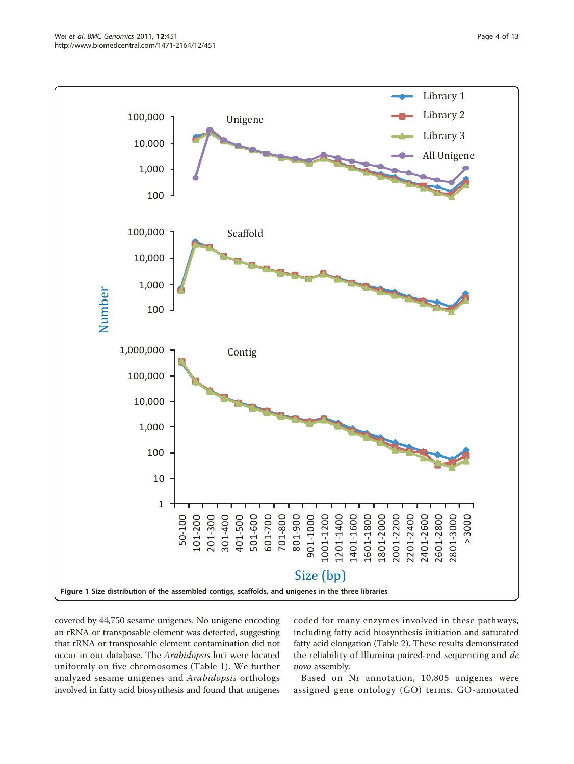**Figure 1 Size distribution of the assembled contigs, scaffolds, and unigenes in the three libraries**.

covered by 44,750 sesame unigenes. No unigene encoding an rRNA or transposable element was detected, suggesting that rRNA or transposable element contamination did not occur in our database. The *Arabidopsis* loci were located uniformly on five chromosomes (Table 1). We further analyzed sesame unigenes and *Arabidopsis* orthologs involved in fatty acid biosynthesis and found that unigenes coded for many enzymes involved in these pathways, including fatty acid biosynthesis initiation and saturated fatty acid elongation (Table 2). These results demonstrated the reliability of Illumina paired-end sequencing and *de novo* assembly.

Based on Nr annotation, 10,805 unigenes were assigned gene ontology (GO) terms. GO-annotated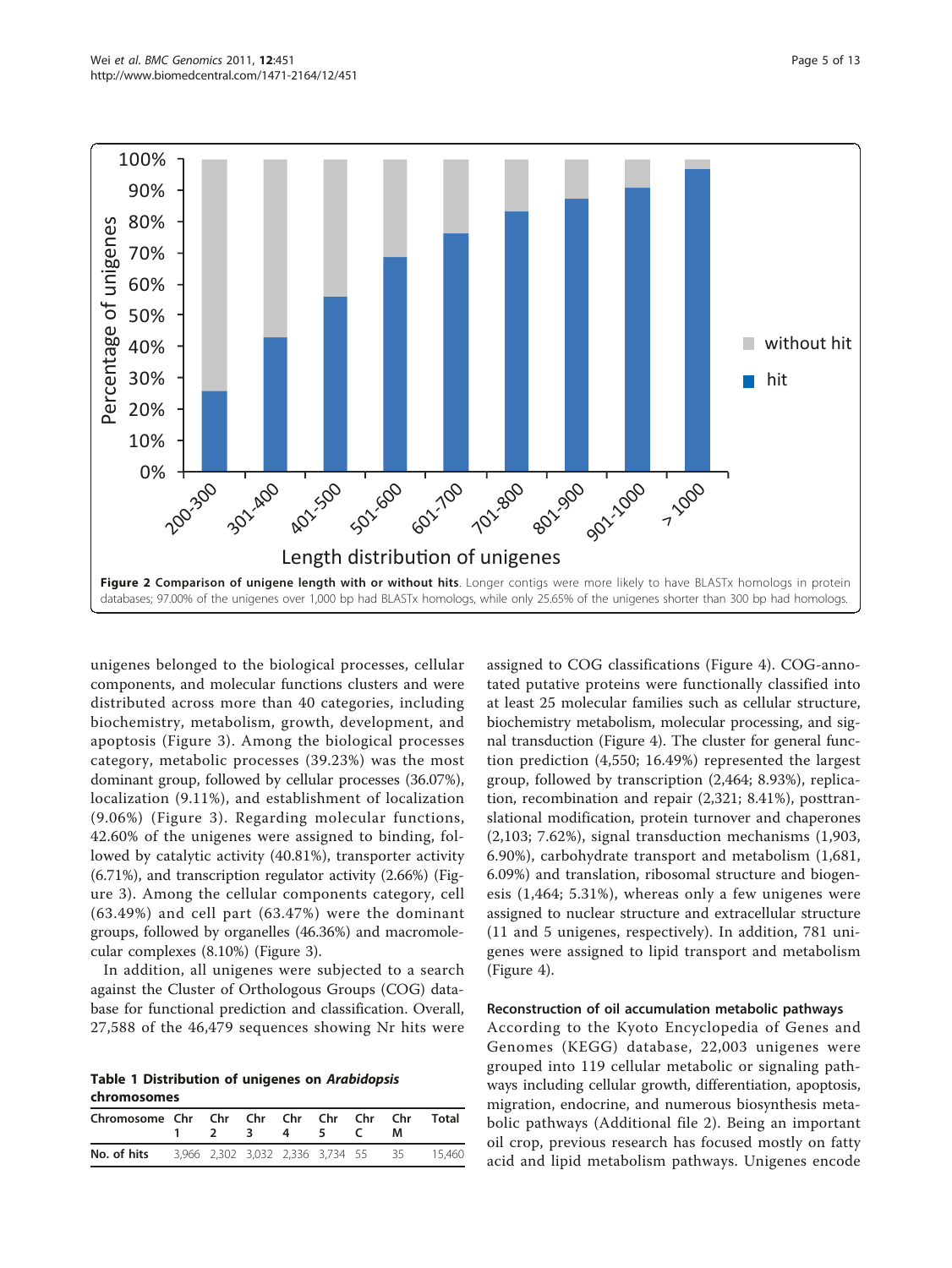**Figure 2 Comparison of unigene length with or without hits**. Longer contigs were more likely to have BLASTx homologs in protein databases; 97.00% of the unigenes over 1,000 bp had BLASTx homologs, while only 25.65% of the unigenes shorter than 300 bp had homologs.

unigenes belonged to the biological processes, cellular components, and molecular functions clusters and were distributed across more than 40 categories, including biochemistry, metabolism, growth, development, and apoptosis (Figure 3). Among the biological processes category, metabolic processes (39.23%) was the most dominant group, followed by cellular processes (36.07%), localization (9.11%), and establishment of localization (9.06%) (Figure 3). Regarding molecular functions, 42.60% of the unigenes were assigned to binding, followed by catalytic activity (40.81%), transporter activity (6.71%), and transcription regulator activity (2.66%) (Figure 3). Among the cellular components category, cell (63.49%) and cell part (63.47%) were the dominant groups, followed by organelles (46.36%) and macromolecular complexes (8.10%) (Figure 3).

In addition, all unigenes were subjected to a search against the Cluster of Orthologous Groups (COG) database for functional prediction and classification. Overall, 27,588 of the 46,479 sequences showing Nr hits were assigned to COG classifications (Figure 4). COG-annotated putative proteins were functionally classified into at least 25 molecular families such as cellular structure, biochemistry metabolism, molecular processing, and signal transduction (Figure 4). The cluster for general function prediction (4,550; 16.49%) represented the largest group, followed by transcription (2,464; 8.93%), replication, recombination and repair (2,321; 8.41%), posttranslational modification, protein turnover and chaperones (2,103; 7.62%), signal transduction mechanisms (1,903, 6.90%), carbohydrate transport and metabolism (1,681, 6.09%) and translation, ribosomal structure and biogenesis (1,464; 5.31%), whereas only a few unigenes were assigned to nuclear structure and extracellular structure (11 and 5 unigenes, respectively). In addition, 781 unigenes were assigned to lipid transport and metabolism (Figure 4).

**Table 1 Distribution of unigenes on *Arabidopsis* chromosomes**

| Chromosome | Chr 1 | Chr 2 | Chr 3 | Chr 4 | Chr 5 | Chr C | Chr M | Total |
|---|---|---|---|---|---|---|---|---|
| No. of hits | 3,966 | 2,302 | 3,032 | 2,336 | 3,734 | 55 | 35 | 15,460 |

### Reconstruction of oil accumulation metabolic pathways

According to the Kyoto Encyclopedia of Genes and Genomes (KEGG) database, 22,003 unigenes were grouped into 119 cellular metabolic or signaling pathways including cellular growth, differentiation, apoptosis, migration, endocrine, and numerous biosynthesis metabolic pathways (Additional file 2). Being an important oil crop, previous research has focused mostly on fatty acid and lipid metabolism pathways. Unigenes encode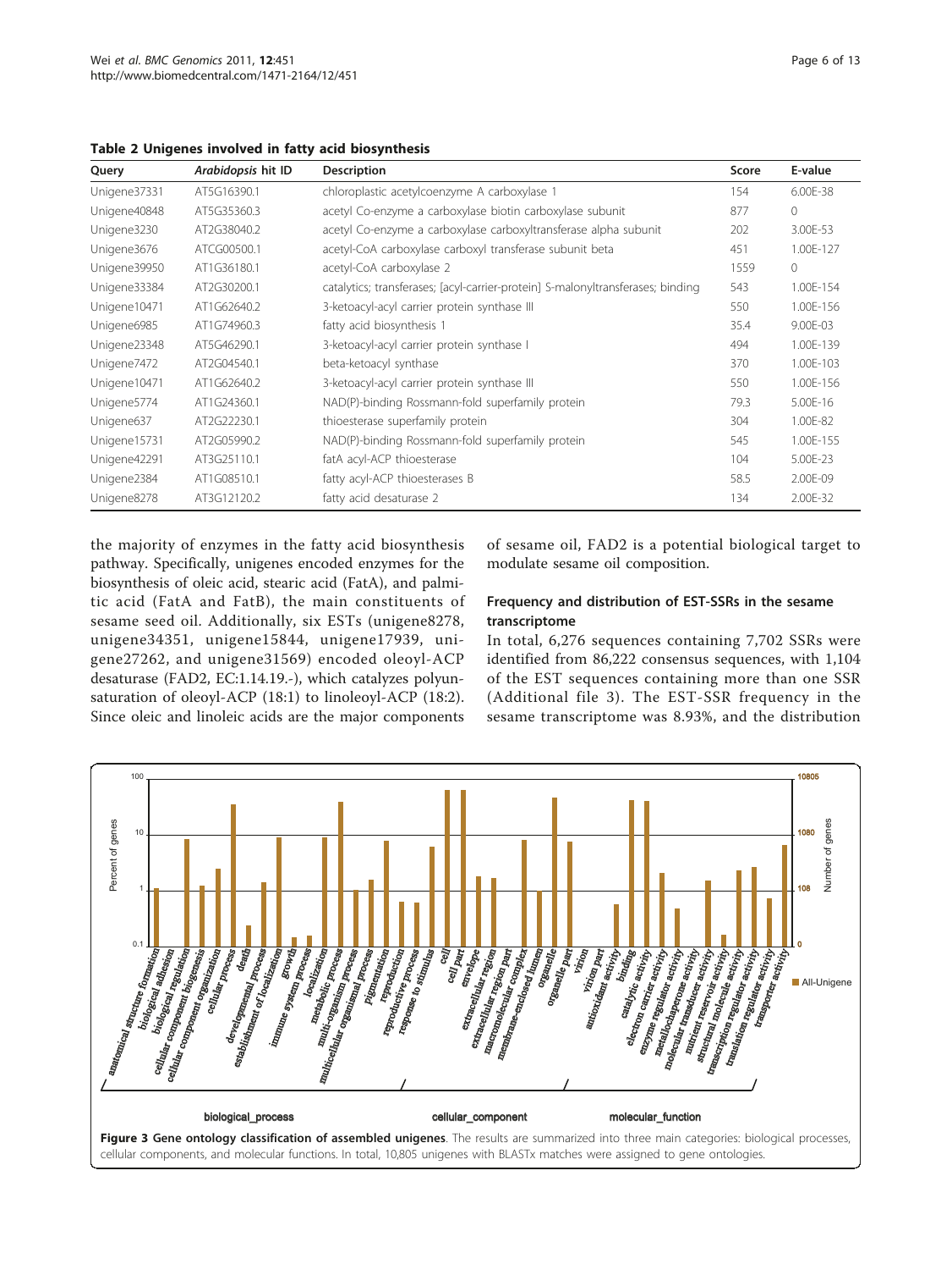**Table 2 Unigenes involved in fatty acid biosynthesis**

| Query | *Arabidopsis* hit ID | Description | Score | E-value |
|---|---|---|---|---|
| Unigene37331 | AT5G16390.1 | chloroplastic acetylcoenzyme A carboxylase 1 | 154 | 6.00E-38 |
| Unigene40848 | AT5G35360.3 | acetyl Co-enzyme a carboxylase biotin carboxylase subunit | 877 | 0 |
| Unigene3230 | AT2G38040.2 | acetyl Co-enzyme a carboxylase carboxyltransferase alpha subunit | 202 | 3.00E-53 |
| Unigene3676 | ATCG00500.1 | acetyl-CoA carboxylase carboxyl transferase subunit beta | 451 | 1.00E-127 |
| Unigene39950 | AT1G36180.1 | acetyl-CoA carboxylase 2 | 1559 | 0 |
| Unigene33384 | AT2G30200.1 | catalytics; transferases; [acyl-carrier-protein] S-malonyltransferases; binding | 543 | 1.00E-154 |
| Unigene10471 | AT1G62640.2 | 3-ketoacyl-acyl carrier protein synthase III | 550 | 1.00E-156 |
| Unigene6985 | AT1G74960.3 | fatty acid biosynthesis 1 | 35.4 | 9.00E-03 |
| Unigene23348 | AT5G46290.1 | 3-ketoacyl-acyl carrier protein synthase I | 494 | 1.00E-139 |
| Unigene7472 | AT2G04540.1 | beta-ketoacyl synthase | 370 | 1.00E-103 |
| Unigene10471 | AT1G62640.2 | 3-ketoacyl-acyl carrier protein synthase III | 550 | 1.00E-156 |
| Unigene5774 | AT1G24360.1 | NAD(P)-binding Rossmann-fold superfamily protein | 79.3 | 5.00E-16 |
| Unigene637 | AT2G22230.1 | thioesterase superfamily protein | 304 | 1.00E-82 |
| Unigene15731 | AT2G05990.2 | NAD(P)-binding Rossmann-fold superfamily protein | 545 | 1.00E-155 |
| Unigene42291 | AT3G25110.1 | fatA acyl-ACP thioesterase | 104 | 5.00E-23 |
| Unigene2384 | AT1G08510.1 | fatty acyl-ACP thioesterases B | 58.5 | 2.00E-09 |
| Unigene8278 | AT3G12120.2 | fatty acid desaturase 2 | 134 | 2.00E-32 |

the majority of enzymes in the fatty acid biosynthesis pathway. Specifically, unigenes encoded enzymes for the biosynthesis of oleic acid, stearic acid (FatA), and palmitic acid (FatA and FatB), the main constituents of sesame seed oil. Additionally, six ESTs (unigene8278, unigene34351, unigene15844, unigene17939, unigene27262, and unigene31569) encoded oleoyl-ACP desaturase (FAD2, EC:1.14.19.-), which catalyzes polyunsaturation of oleoyl-ACP (18:1) to linoleoyl-ACP (18:2). Since oleic and linoleic acids are the major components of sesame oil, FAD2 is a potential biological target to modulate sesame oil composition.

### Frequency and distribution of EST-SSRs in the sesame transcriptome

In total, 6,276 sequences containing 7,702 SSRs were identified from 86,222 consensus sequences, with 1,104 of the EST sequences containing more than one SSR (Additional file 3). The EST-SSR frequency in the sesame transcriptome was 8.93%, and the distribution

**Figure 3 Gene ontology classification of assembled unigenes**. The results are summarized into three main categories: biological processes, cellular components, and molecular functions. In total, 10,805 unigenes with BLASTx matches were assigned to gene ontologies.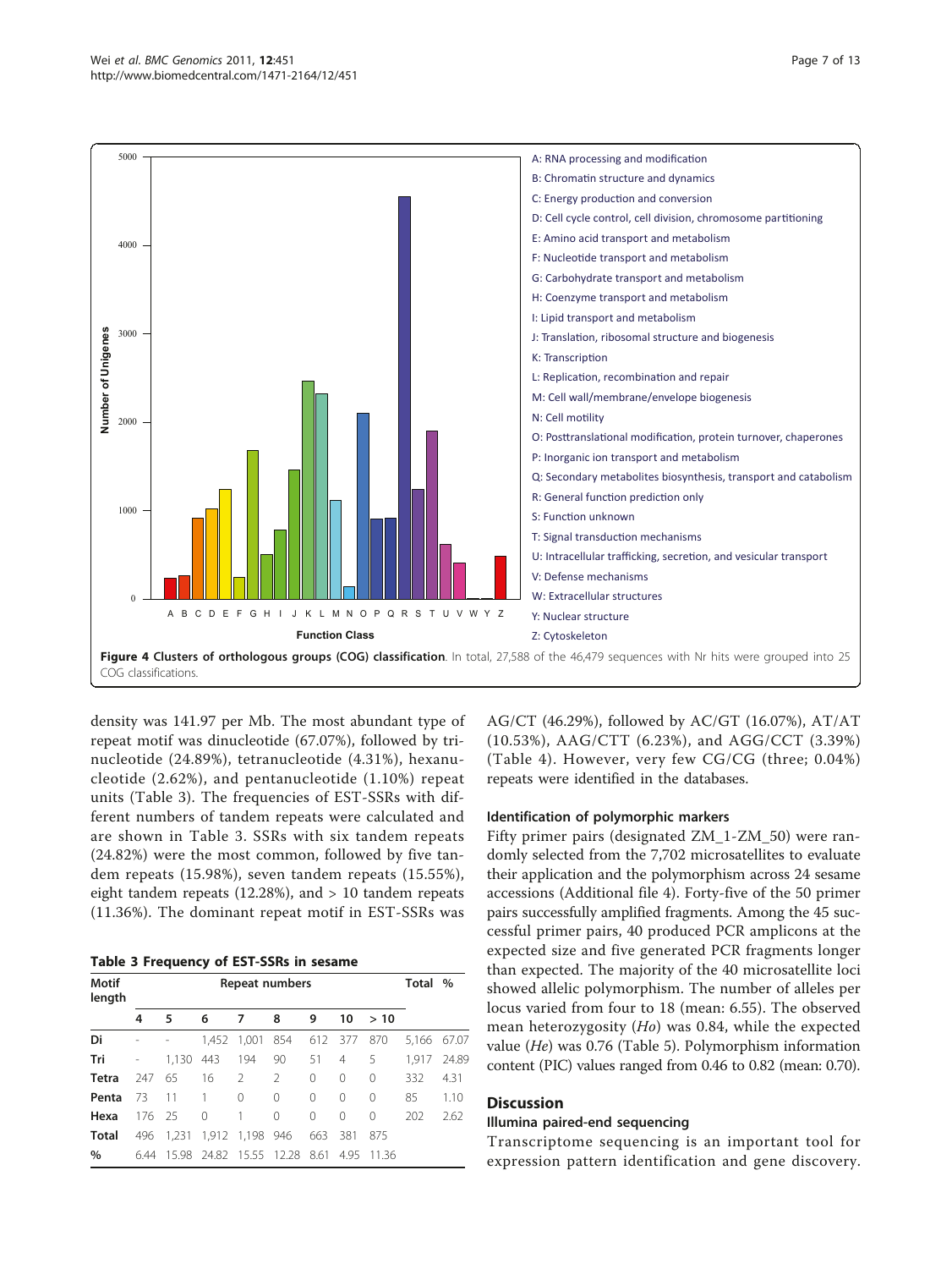A: RNA processing and modification
B: Chromatin structure and dynamics
C: Energy production and conversion
D: Cell cycle control, cell division, chromosome partitioning
E: Amino acid transport and metabolism
F: Nucleotide transport and metabolism
G: Carbohydrate transport and metabolism
H: Coenzyme transport and metabolism
I: Lipid transport and metabolism
J: Translation, ribosomal structure and biogenesis
K: Transcription
L: Replication, recombination and repair
M: Cell wall/membrane/envelope biogenesis
N: Cell motility
O: Posttranslational modification, protein turnover, chaperones
P: Inorganic ion transport and metabolism
Q: Secondary metabolites biosynthesis, transport and catabolism
R: General function prediction only
S: Function unknown
T: Signal transduction mechanisms
U: Intracellular trafficking, secretion, and vesicular transport
V: Defense mechanisms
W: Extracellular structures
Y: Nuclear structure
Z: Cytoskeleton

**Figure 4 Clusters of orthologous groups (COG) classification**. In total, 27,588 of the 46,479 sequences with Nr hits were grouped into 25 COG classifications.

density was 141.97 per Mb. The most abundant type of repeat motif was dinucleotide (67.07%), followed by trinucleotide (24.89%), tetranucleotide (4.31%), hexanucleotide (2.62%), and pentanucleotide (1.10%) repeat units (Table 3). The frequencies of EST-SSRs with different numbers of tandem repeats were calculated and are shown in Table 3. SSRs with six tandem repeats (24.82%) were the most common, followed by five tandem repeats (15.98%), seven tandem repeats (15.55%), eight tandem repeats (12.28%), and > 10 tandem repeats (11.36%). The dominant repeat motif in EST-SSRs was AG/CT (46.29%), followed by AC/GT (16.07%), AT/AT (10.53%), AAG/CTT (6.23%), and AGG/CCT (3.39%) (Table 4). However, very few CG/CG (three; 0.04%) repeats were identified in the databases.

**Table 3 Frequency of EST-SSRs in sesame**

| Motif length | Repeat numbers | | | | | | | | Total | % |
|---|---|---|---|---|---|---|---|---|---|---|
| | 4 | 5 | 6 | 7 | 8 | 9 | 10 | > 10 | | |
| **Di** | - | - | 1,452 | 1,001 | 854 | 612 | 377 | 870 | 5,166 | 67.07 |
| **Tri** | - | 1,130 | 443 | 194 | 90 | 51 | 4 | 5 | 1,917 | 24.89 |
| **Tetra** | 247 | 65 | 16 | 2 | 2 | 0 | 0 | 0 | 332 | 4.31 |
| **Penta** | 73 | 11 | 1 | 0 | 0 | 0 | 0 | 0 | 85 | 1.10 |
| **Hexa** | 176 | 25 | 0 | 1 | 0 | 0 | 0 | 0 | 202 | 2.62 |
| **Total** | 496 | 1,231 | 1,912 | 1,198 | 946 | 663 | 381 | 875 | | |
| **%** | 6.44 | 15.98 | 24.82 | 15.55 | 12.28 | 8.61 | 4.95 | 11.36 | | |

### Identification of polymorphic markers

Fifty primer pairs (designated ZM_1-ZM_50) were randomly selected from the 7,702 microsatellites to evaluate their application and the polymorphism across 24 sesame accessions (Additional file 4). Forty-five of the 50 primer pairs successfully amplified fragments. Among the 45 successful primer pairs, 40 produced PCR amplicons at the expected size and five generated PCR fragments longer than expected. The majority of the 40 microsatellite loci showed allelic polymorphism. The number of alleles per locus varied from four to 18 (mean: 6.55). The observed mean heterozygosity (*Ho*) was 0.84, while the expected value (*He*) was 0.76 (Table 5). Polymorphism information content (PIC) values ranged from 0.46 to 0.82 (mean: 0.70).

## Discussion

### Illumina paired-end sequencing

Transcriptome sequencing is an important tool for expression pattern identification and gene discovery.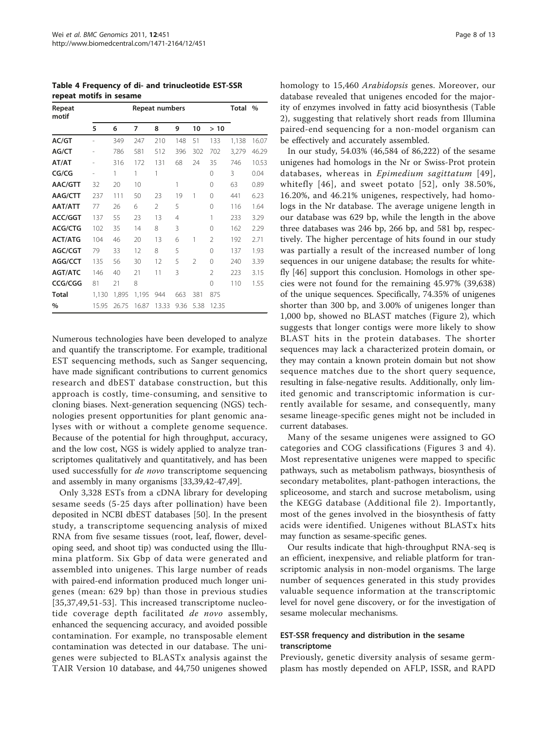**Table 4 Frequency of di- and trinucleotide EST-SSR repeat motifs in sesame**

| Repeat motif | Repeat numbers | | | | | | | Total | % |
|---|---|---|---|---|---|---|---|---|---|
| | 5 | 6 | 7 | 8 | 9 | 10 | > 10 | | |
| **AC/GT** | - | 349 | 247 | 210 | 148 | 51 | 133 | 1,138 | 16.07 |
| **AG/CT** | - | 786 | 581 | 512 | 396 | 302 | 702 | 3,279 | 46.29 |
| **AT/AT** | - | 316 | 172 | 131 | 68 | 24 | 35 | 746 | 10.53 |
| **CG/CG** | - | 1 | 1 | 1 | | | 0 | 3 | 0.04 |
| **AAC/GTT** | 32 | 20 | 10 | | 1 | | 0 | 63 | 0.89 |
| **AAG/CTT** | 237 | 111 | 50 | 23 | 19 | 1 | 0 | 441 | 6.23 |
| **AAT/ATT** | 77 | 26 | 6 | 2 | 5 | | 0 | 116 | 1.64 |
| **ACC/GGT** | 137 | 55 | 23 | 13 | 4 | | 1 | 233 | 3.29 |
| **ACG/CTG** | 102 | 35 | 14 | 8 | 3 | | 0 | 162 | 2.29 |
| **ACT/ATG** | 104 | 46 | 20 | 13 | 6 | 1 | 2 | 192 | 2.71 |
| **AGC/CGT** | 79 | 33 | 12 | 8 | 5 | | 0 | 137 | 1.93 |
| **AGG/CCT** | 135 | 56 | 30 | 12 | 5 | 2 | 0 | 240 | 3.39 |
| **AGT/ATC** | 146 | 40 | 21 | 11 | 3 | | 2 | 223 | 3.15 |
| **CCG/CGG** | 81 | 21 | 8 | | | | 0 | 110 | 1.55 |
| **Total** | 1,130 | 1,895 | 1,195 | 944 | 663 | 381 | 875 | | |
| **%** | 15.95 | 26.75 | 16.87 | 13.33 | 9.36 | 5.38 | 12.35 | | |

Numerous technologies have been developed to analyze and quantify the transcriptome. For example, traditional EST sequencing methods, such as Sanger sequencing, have made significant contributions to current genomics research and dbEST database construction, but this approach is costly, time-consuming, and sensitive to cloning biases. Next-generation sequencing (NGS) technologies present opportunities for plant genomic analyses with or without a complete genome sequence. Because of the potential for high throughput, accuracy, and the low cost, NGS is widely applied to analyze transcriptomes qualitatively and quantitatively, and has been used successfully for *de novo* transcriptome sequencing and assembly in many organisms [33,39,42-47,49].

Only 3,328 ESTs from a cDNA library for developing sesame seeds (5-25 days after pollination) have been deposited in NCBI dbEST databases [50]. In the present study, a transcriptome sequencing analysis of mixed RNA from five sesame tissues (root, leaf, flower, developing seed, and shoot tip) was conducted using the Illumina platform. Six Gbp of data were generated and assembled into unigenes. This large number of reads with paired-end information produced much longer unigenes (mean: 629 bp) than those in previous studies [35,37,49,51-53]. This increased transcriptome nucleotide coverage depth facilitated *de novo* assembly, enhanced the sequencing accuracy, and avoided possible contamination. For example, no transposable element contamination was detected in our database. The unigenes were subjected to BLASTx analysis against the TAIR Version 10 database, and 44,750 unigenes showed homology to 15,460 *Arabidopsis* genes. Moreover, our database revealed that unigenes encoded for the majority of enzymes involved in fatty acid biosynthesis (Table 2), suggesting that relatively short reads from Illumina paired-end sequencing for a non-model organism can be effectively and accurately assembled.

In our study, 54.03% (46,584 of 86,222) of the sesame unigenes had homologs in the Nr or Swiss-Prot protein databases, whereas in *Epimedium sagittatum* [49], whitefly [46], and sweet potato [52], only 38.50%, 16.20%, and 46.21% unigenes, respectively, had homologs in the Nr database. The average unigene length in our database was 629 bp, while the length in the above three databases was 246 bp, 266 bp, and 581 bp, respectively. The higher percentage of hits found in our study was partially a result of the increased number of long sequences in our unigene database; the results for whitefly [46] support this conclusion. Homologs in other species were not found for the remaining 45.97% (39,638) of the unique sequences. Specifically, 74.35% of unigenes shorter than 300 bp, and 3.00% of unigenes longer than 1,000 bp, showed no BLAST matches (Figure 2), which suggests that longer contigs were more likely to show BLAST hits in the protein databases. The shorter sequences may lack a characterized protein domain, or they may contain a known protein domain but not show sequence matches due to the short query sequence, resulting in false-negative results. Additionally, only limited genomic and transcriptomic information is currently available for sesame, and consequently, many sesame lineage-specific genes might not be included in current databases.

Many of the sesame unigenes were assigned to GO categories and COG classifications (Figures 3 and 4). Most representative unigenes were mapped to specific pathways, such as metabolism pathways, biosynthesis of secondary metabolites, plant-pathogen interactions, the spliceosome, and starch and sucrose metabolism, using the KEGG database (Additional file 2). Importantly, most of the genes involved in the biosynthesis of fatty acids were identified. Unigenes without BLASTx hits may function as sesame-specific genes.

Our results indicate that high-throughput RNA-seq is an efficient, inexpensive, and reliable platform for transcriptomic analysis in non-model organisms. The large number of sequences generated in this study provides valuable sequence information at the transcriptomic level for novel gene discovery, or for the investigation of sesame molecular mechanisms.

### EST-SSR frequency and distribution in the sesame transcriptome

Previously, genetic diversity analysis of sesame germplasm has mostly depended on AFLP, ISSR, and RAPD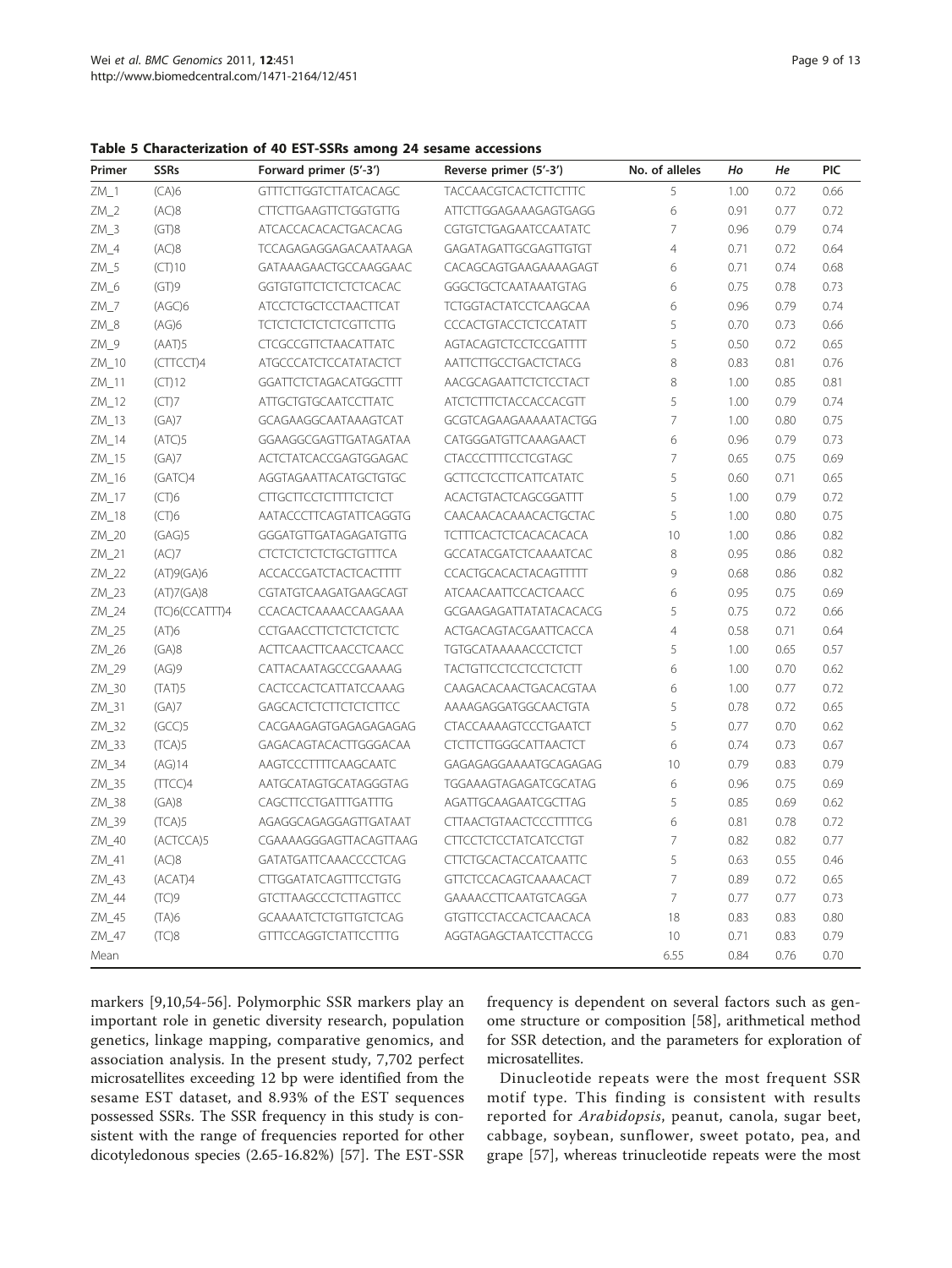**Table 5 Characterization of 40 EST-SSRs among 24 sesame accessions**

| Primer | SSRs | Forward primer (5'-3') | Reverse primer (5'-3') | No. of alleles | Ho | He | PIC |
|---|---|---|---|---|---|---|---|
| ZM_1 | (CA)6 | GTTTCTTGGTCTTATCACAGC | TACCAACGTCACTCTTCTTTC | 5 | 1.00 | 0.72 | 0.66 |
| ZM_2 | (AC)8 | CTTCTTGAAGTTCTGGTGTTG | ATTCTTGGAGAAAGAGTGAGG | 6 | 0.91 | 0.77 | 0.72 |
| ZM_3 | (GT)8 | ATCACCACACACTGACACAG | CGTGTCTGAGAATCCAATATC | 7 | 0.96 | 0.79 | 0.74 |
| ZM_4 | (AC)8 | TCCAGAGAGGAGACAATAAGA | GAGATAGATTGCGAGTTGTGT | 4 | 0.71 | 0.72 | 0.64 |
| ZM_5 | (CT)10 | GATAAAGAACTGCCAAGGAAC | CACAGCAGTGAAGAAAAGAGT | 6 | 0.71 | 0.74 | 0.68 |
| ZM_6 | (GT)9 | GGTGTGTTCTCTCTCTCACAC | GGGCTGCTCAATAAATGTAG | 6 | 0.75 | 0.78 | 0.73 |
| ZM_7 | (AGC)6 | ATCCTCTGCTCCTAACTTCAT | TCTGGTACTATCCTCAAGCAA | 6 | 0.96 | 0.79 | 0.74 |
| ZM_8 | (AG)6 | TCTCTCTCTCTCTCGTTCTTG | CCCACTGTACCTCTCCATATT | 5 | 0.70 | 0.73 | 0.66 |
| ZM_9 | (AAT)5 | CTCGCCGTTCTAACATTATC | AGTACAGTCTCCTCCGATTTT | 5 | 0.50 | 0.72 | 0.65 |
| ZM_10 | (CTTCCT)4 | ATGCCCATCTCCATATACTCT | AATTCTTGCCTGACTCTACG | 8 | 0.83 | 0.81 | 0.76 |
| ZM_11 | (CT)12 | GGATTCTCTAGACATGGCTTT | AACGCAGAATTCTCTCCTACT | 8 | 1.00 | 0.85 | 0.81 |
| ZM_12 | (CT)7 | ATTGCTGTGCAATCCTTATC | ATCTCTTTCTACCACCACGTT | 5 | 1.00 | 0.79 | 0.74 |
| ZM_13 | (GA)7 | GCAGAAGGCAATAAAGTCAT | GCGTCAGAAGAAAAATACTGG | 7 | 1.00 | 0.80 | 0.75 |
| ZM_14 | (ATC)5 | GGAAGGCGAGTTGATAGATAA | CATGGGATGTTCAAAGAACT | 6 | 0.96 | 0.79 | 0.73 |
| ZM_15 | (GA)7 | ACTCTATCACCGAGTGGAGAC | CTACCCTTTTCCTCGTAGC | 7 | 0.65 | 0.75 | 0.69 |
| ZM_16 | (GATC)4 | AGGTAGAATTACATGCTGTGC | GCTTCCTCCTTCATTCATATC | 5 | 0.60 | 0.71 | 0.65 |
| ZM_17 | (CT)6 | CTTGCTTCCTCTTTTCTCTCT | ACACTGTACTCAGCGGATTT | 5 | 1.00 | 0.79 | 0.72 |
| ZM_18 | (CT)6 | AATACCCTTCAGTATTCAGGTG | CAACAACACAAACACTGCTAC | 5 | 1.00 | 0.80 | 0.75 |
| ZM_20 | (GAG)5 | GGGATGTTGATAGAGATGTTG | TCTTTCACTCTCACACACACA | 10 | 1.00 | 0.86 | 0.82 |
| ZM_21 | (AC)7 | CTCTCTCTCTCTGCTGTTTCA | GCCATACGATCTCAAAATCAC | 8 | 0.95 | 0.86 | 0.82 |
| ZM_22 | (AT)9(GA)6 | ACCACCGATCTACTCACTTTT | CCACTGCACACTACAGTTTTT | 9 | 0.68 | 0.86 | 0.82 |
| ZM_23 | (AT)7(GA)8 | CGTATGTCAAGATGAAGCAGT | ATCAACAATTCCACTCAACC | 6 | 0.95 | 0.75 | 0.69 |
| ZM_24 | (TC)6(CCATTT)4 | CCACACTCAAAACCAAGAAA | GCGAAGAGATTATATACACACG | 5 | 0.75 | 0.72 | 0.66 |
| ZM_25 | (AT)6 | CCTGAACCTTCTCTCTCTCTC | ACTGACAGTACGAATTCACCA | 4 | 0.58 | 0.71 | 0.64 |
| ZM_26 | (GA)8 | ACTTCAACTTCAACCTCAACC | TGTGCATAAAAACCCTCTCT | 5 | 1.00 | 0.65 | 0.57 |
| ZM_29 | (AG)9 | CATTACAATAGCCCGAAAAG | TACTGTTCCTCCTCCTCTCTT | 6 | 1.00 | 0.70 | 0.62 |
| ZM_30 | (TAT)5 | CACTCCACTCATTATCCAAAG | CAAGACACAACTGACACGTAA | 6 | 1.00 | 0.77 | 0.72 |
| ZM_31 | (GA)7 | GAGCACTCTCTTCTCTCTTCC | AAAAGAGGATGGCAACTGTA | 5 | 0.78 | 0.72 | 0.65 |
| ZM_32 | (GCC)5 | CACGAAGAGTGAGAGAGAGAG | CTACCAAAAGTCCCTGAATCT | 5 | 0.77 | 0.70 | 0.62 |
| ZM_33 | (TCA)5 | GAGACAGTACACTTGGGACAA | CTCTTCTTGGGCATTAACTCT | 6 | 0.74 | 0.73 | 0.67 |
| ZM_34 | (AG)14 | AAGTCCCTTTTCAAGCAATC | GAGAGAGGAAAATGCAGAGAG | 10 | 0.79 | 0.83 | 0.79 |
| ZM_35 | (TTCC)4 | AATGCATAGTGCATAGGGTAG | TGGAAAGTAGAGATCGCATAG | 6 | 0.96 | 0.75 | 0.69 |
| ZM_38 | (GA)8 | CAGCTTCCTGATTTGATTTG | AGATTGCAAGAATCGCTTAG | 5 | 0.85 | 0.69 | 0.62 |
| ZM_39 | (TCA)5 | AGAGGCAGAGGAGTTGATAAT | CTTAACTGTAACTCCCTTTTCG | 6 | 0.81 | 0.78 | 0.72 |
| ZM_40 | (ACTCCA)5 | CGAAAAGGGAGTTACAGTTAAG | CTTCCTCTCCTATCATCCTGT | 7 | 0.82 | 0.82 | 0.77 |
| ZM_41 | (AC)8 | GATATGATTCAAACCCCTCAG | CTTCTGCACTACCATCAATTC | 5 | 0.63 | 0.55 | 0.46 |
| ZM_43 | (ACAT)4 | CTTGGATATCAGTTTCCTGTG | GTTCTCCACAGTCAAAACACT | 7 | 0.89 | 0.72 | 0.65 |
| ZM_44 | (TC)9 | GTCTTAAGCCCTCTTAGTTCC | GAAAACCTTCAATGTCAGGA | 7 | 0.77 | 0.77 | 0.73 |
| ZM_45 | (TA)6 | GCAAAATCTCTGTTGTCTCAG | GTGTTCCTACCACTCAACACA | 18 | 0.83 | 0.83 | 0.80 |
| ZM_47 | (TC)8 | GTTTCCAGGTCTATTCCTTTG | AGGTAGAGCTAATCCTTACCG | 10 | 0.71 | 0.83 | 0.79 |
| Mean | | | | 6.55 | 0.84 | 0.76 | 0.70 |

markers [9,10,54-56]. Polymorphic SSR markers play an important role in genetic diversity research, population genetics, linkage mapping, comparative genomics, and association analysis. In the present study, 7,702 perfect microsatellites exceeding 12 bp were identified from the sesame EST dataset, and 8.93% of the EST sequences possessed SSRs. The SSR frequency in this study is consistent with the range of frequencies reported for other dicotyledonous species (2.65-16.82%) [57]. The EST-SSR frequency is dependent on several factors such as genome structure or composition [58], arithmetical method for SSR detection, and the parameters for exploration of microsatellites.

Dinucleotide repeats were the most frequent SSR motif type. This finding is consistent with results reported for *Arabidopsis*, peanut, canola, sugar beet, cabbage, soybean, sunflower, sweet potato, pea, and grape [57], whereas trinucleotide repeats were the most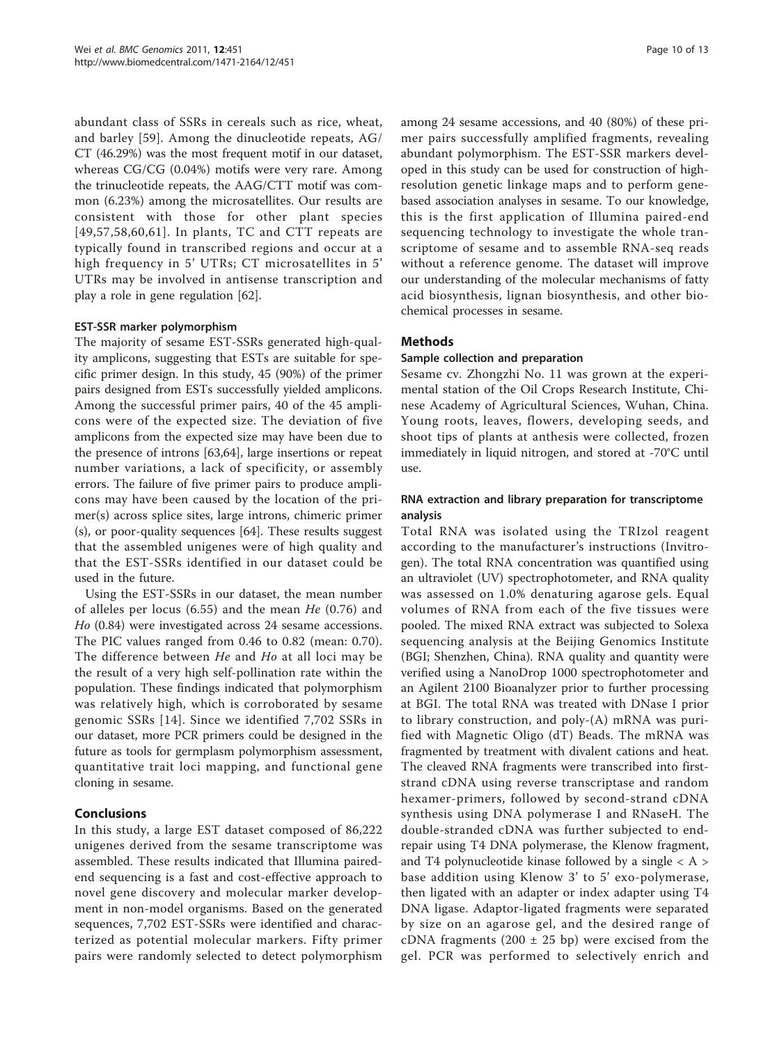abundant class of SSRs in cereals such as rice, wheat, and barley [59]. Among the dinucleotide repeats, AG/CT (46.29%) was the most frequent motif in our dataset, whereas CG/CG (0.04%) motifs were very rare. Among the trinucleotide repeats, the AAG/CTT motif was common (6.23%) among the microsatellites. Our results are consistent with those for other plant species [49,57,58,60,61]. In plants, TC and CTT repeats are typically found in transcribed regions and occur at a high frequency in 5' UTRs; CT microsatellites in 5' UTRs may be involved in antisense transcription and play a role in gene regulation [62].

### EST-SSR marker polymorphism

The majority of sesame EST-SSRs generated high-quality amplicons, suggesting that ESTs are suitable for specific primer design. In this study, 45 (90%) of the primer pairs designed from ESTs successfully yielded amplicons. Among the successful primer pairs, 40 of the 45 amplicons were of the expected size. The deviation of five amplicons from the expected size may have been due to the presence of introns [63,64], large insertions or repeat number variations, a lack of specificity, or assembly errors. The failure of five primer pairs to produce amplicons may have been caused by the location of the primer(s) across splice sites, large introns, chimeric primer (s), or poor-quality sequences [64]. These results suggest that the assembled unigenes were of high quality and that the EST-SSRs identified in our dataset could be used in the future.

Using the EST-SSRs in our dataset, the mean number of alleles per locus (6.55) and the mean *He* (0.76) and *Ho* (0.84) were investigated across 24 sesame accessions. The PIC values ranged from 0.46 to 0.82 (mean: 0.70). The difference between *He* and *Ho* at all loci may be the result of a very high self-pollination rate within the population. These findings indicated that polymorphism was relatively high, which is corroborated by sesame genomic SSRs [14]. Since we identified 7,702 SSRs in our dataset, more PCR primers could be designed in the future as tools for germplasm polymorphism assessment, quantitative trait loci mapping, and functional gene cloning in sesame.

## Conclusions

In this study, a large EST dataset composed of 86,222 unigenes derived from the sesame transcriptome was assembled. These results indicated that Illumina paired-end sequencing is a fast and cost-effective approach to novel gene discovery and molecular marker development in non-model organisms. Based on the generated sequences, 7,702 EST-SSRs were identified and characterized as potential molecular markers. Fifty primer pairs were randomly selected to detect polymorphism among 24 sesame accessions, and 40 (80%) of these primer pairs successfully amplified fragments, revealing abundant polymorphism. The EST-SSR markers developed in this study can be used for construction of high-resolution genetic linkage maps and to perform gene-based association analyses in sesame. To our knowledge, this is the first application of Illumina paired-end sequencing technology to investigate the whole transcriptome of sesame and to assemble RNA-seq reads without a reference genome. The dataset will improve our understanding of the molecular mechanisms of fatty acid biosynthesis, lignan biosynthesis, and other biochemical processes in sesame.

## Methods

### Sample collection and preparation

Sesame cv. Zhongzhi No. 11 was grown at the experimental station of the Oil Crops Research Institute, Chinese Academy of Agricultural Sciences, Wuhan, China. Young roots, leaves, flowers, developing seeds, and shoot tips of plants at anthesis were collected, frozen immediately in liquid nitrogen, and stored at -70°C until use.

### RNA extraction and library preparation for transcriptome analysis

Total RNA was isolated using the TRIzol reagent according to the manufacturer's instructions (Invitrogen). The total RNA concentration was quantified using an ultraviolet (UV) spectrophotometer, and RNA quality was assessed on 1.0% denaturing agarose gels. Equal volumes of RNA from each of the five tissues were pooled. The mixed RNA extract was subjected to Solexa sequencing analysis at the Beijing Genomics Institute (BGI; Shenzhen, China). RNA quality and quantity were verified using a NanoDrop 1000 spectrophotometer and an Agilent 2100 Bioanalyzer prior to further processing at BGI. The total RNA was treated with DNase I prior to library construction, and poly-(A) mRNA was purified with Magnetic Oligo (dT) Beads. The mRNA was fragmented by treatment with divalent cations and heat. The cleaved RNA fragments were transcribed into first-strand cDNA using reverse transcriptase and random hexamer-primers, followed by second-strand cDNA synthesis using DNA polymerase I and RNaseH. The double-stranded cDNA was further subjected to end-repair using T4 DNA polymerase, the Klenow fragment, and T4 polynucleotide kinase followed by a single < A > base addition using Klenow 3' to 5' exo-polymerase, then ligated with an adapter or index adapter using T4 DNA ligase. Adaptor-ligated fragments were separated by size on an agarose gel, and the desired range of cDNA fragments (200 ± 25 bp) were excised from the gel. PCR was performed to selectively enrich and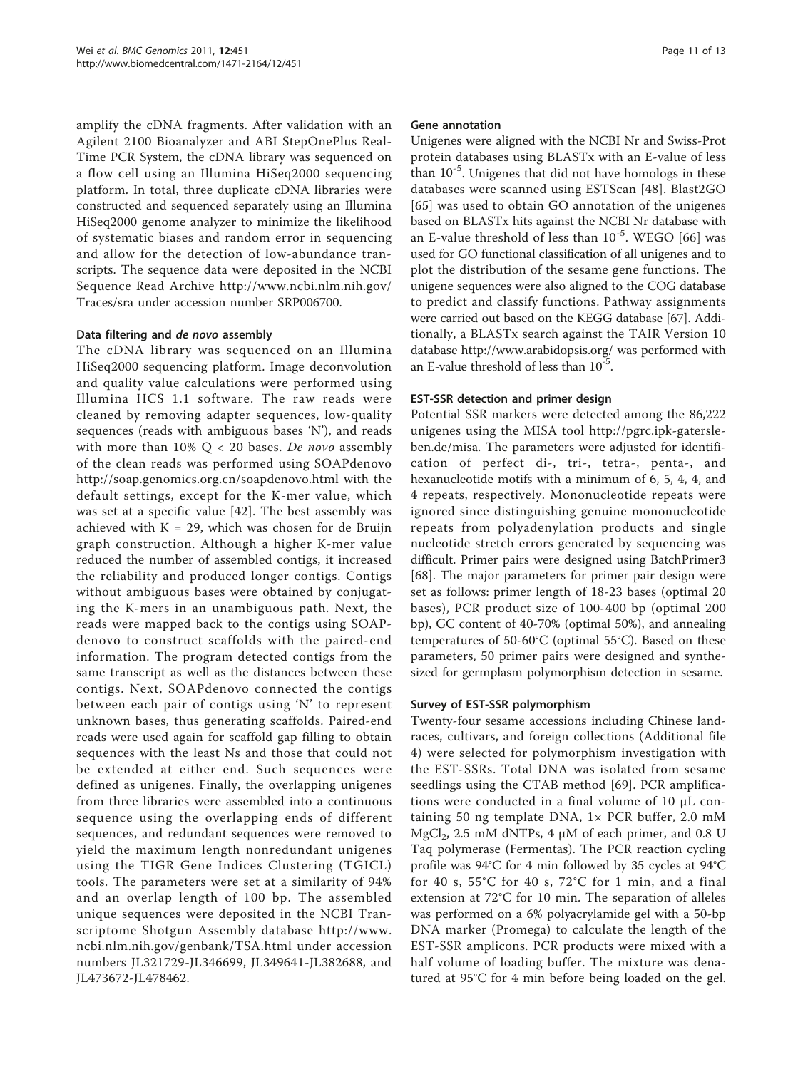amplify the cDNA fragments. After validation with an Agilent 2100 Bioanalyzer and ABI StepOnePlus Real-Time PCR System, the cDNA library was sequenced on a flow cell using an Illumina HiSeq2000 sequencing platform. In total, three duplicate cDNA libraries were constructed and sequenced separately using an Illumina HiSeq2000 genome analyzer to minimize the likelihood of systematic biases and random error in sequencing and allow for the detection of low-abundance transcripts. The sequence data were deposited in the NCBI Sequence Read Archive http://www.ncbi.nlm.nih.gov/Traces/sra under accession number SRP006700.

#### Data filtering and *de novo* assembly

The cDNA library was sequenced on an Illumina HiSeq2000 sequencing platform. Image deconvolution and quality value calculations were performed using Illumina HCS 1.1 software. The raw reads were cleaned by removing adapter sequences, low-quality sequences (reads with ambiguous bases 'N'), and reads with more than 10% Q < 20 bases. *De novo* assembly of the clean reads was performed using SOAPdenovo http://soap.genomics.org.cn/soapdenovo.html with the default settings, except for the K-mer value, which was set at a specific value [42]. The best assembly was achieved with K = 29, which was chosen for de Bruijn graph construction. Although a higher K-mer value reduced the number of assembled contigs, it increased the reliability and produced longer contigs. Contigs without ambiguous bases were obtained by conjugating the K-mers in an unambiguous path. Next, the reads were mapped back to the contigs using SOAPdenovo to construct scaffolds with the paired-end information. The program detected contigs from the same transcript as well as the distances between these contigs. Next, SOAPdenovo connected the contigs between each pair of contigs using 'N' to represent unknown bases, thus generating scaffolds. Paired-end reads were used again for scaffold gap filling to obtain sequences with the least Ns and those that could not be extended at either end. Such sequences were defined as unigenes. Finally, the overlapping unigenes from three libraries were assembled into a continuous sequence using the overlapping ends of different sequences, and redundant sequences were removed to yield the maximum length nonredundant unigenes using the TIGR Gene Indices Clustering (TGICL) tools. The parameters were set at a similarity of 94% and an overlap length of 100 bp. The assembled unique sequences were deposited in the NCBI Transcriptome Shotgun Assembly database http://www.ncbi.nlm.nih.gov/genbank/TSA.html under accession numbers JL321729-JL346699, JL349641-JL382688, and JL473672-JL478462.

#### Gene annotation

Unigenes were aligned with the NCBI Nr and Swiss-Prot protein databases using BLASTx with an E-value of less than $10^{-5}$. Unigenes that did not have homologs in these databases were scanned using ESTScan [48]. Blast2GO [65] was used to obtain GO annotation of the unigenes based on BLASTx hits against the NCBI Nr database with an E-value threshold of less than $10^{-5}$. WEGO [66] was used for GO functional classification of all unigenes and to plot the distribution of the sesame gene functions. The unigene sequences were also aligned to the COG database to predict and classify functions. Pathway assignments were carried out based on the KEGG database [67]. Additionally, a BLASTx search against the TAIR Version 10 database http://www.arabidopsis.org/ was performed with an E-value threshold of less than $10^{-5}$.

#### EST-SSR detection and primer design

Potential SSR markers were detected among the 86,222 unigenes using the MISA tool http://pgrc.ipk-gatersleben.de/misa. The parameters were adjusted for identification of perfect di-, tri-, tetra-, penta-, and hexanucleotide motifs with a minimum of 6, 5, 4, 4, and 4 repeats, respectively. Mononucleotide repeats were ignored since distinguishing genuine mononucleotide repeats from polyadenylation products and single nucleotide stretch errors generated by sequencing was difficult. Primer pairs were designed using BatchPrimer3 [68]. The major parameters for primer pair design were set as follows: primer length of 18-23 bases (optimal 20 bases), PCR product size of 100-400 bp (optimal 200 bp), GC content of 40-70% (optimal 50%), and annealing temperatures of 50-60°C (optimal 55°C). Based on these parameters, 50 primer pairs were designed and synthesized for germplasm polymorphism detection in sesame.

#### Survey of EST-SSR polymorphism

Twenty-four sesame accessions including Chinese landraces, cultivars, and foreign collections (Additional file 4) were selected for polymorphism investigation with the EST-SSRs. Total DNA was isolated from sesame seedlings using the CTAB method [69]. PCR amplifications were conducted in a final volume of 10 μL containing 50 ng template DNA, 1× PCR buffer, 2.0 mM $MgCl_2$, 2.5 mM dNTPs, 4 μM of each primer, and 0.8 U Taq polymerase (Fermentas). The PCR reaction cycling profile was 94°C for 4 min followed by 35 cycles at 94°C for 40 s, 55°C for 40 s, 72°C for 1 min, and a final extension at 72°C for 10 min. The separation of alleles was performed on a 6% polyacrylamide gel with a 50-bp DNA marker (Promega) to calculate the length of the EST-SSR amplicons. PCR products were mixed with a half volume of loading buffer. The mixture was denatured at 95°C for 4 min before being loaded on the gel.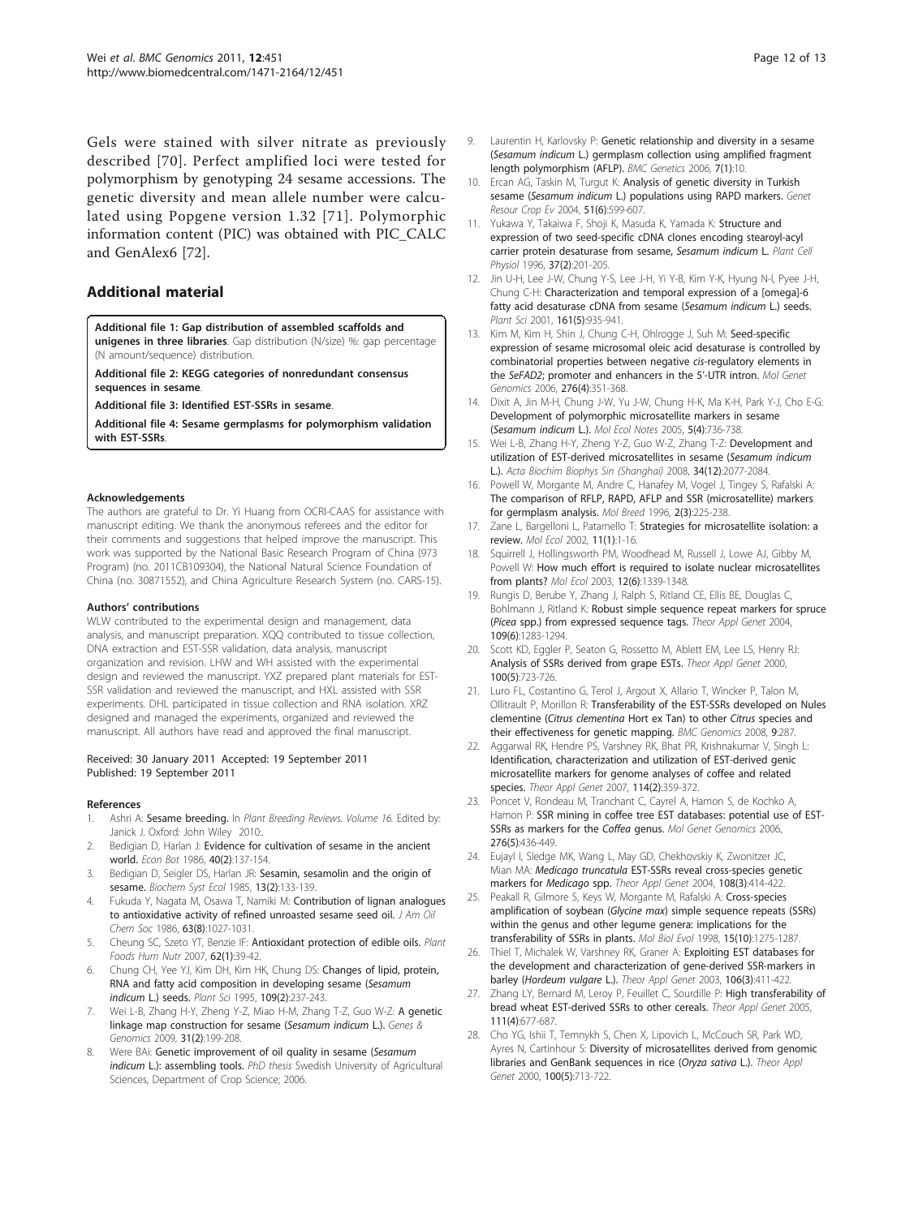Gels were stained with silver nitrate as previously described [70]. Perfect amplified loci were tested for polymorphism by genotyping 24 sesame accessions. The genetic diversity and mean allele number were calculated using Popgene version 1.32 [71]. Polymorphic information content (PIC) was obtained with PIC_CALC and GenAlex6 [72].

## Additional material

**Additional file 1: Gap distribution of assembled scaffolds and unigenes in three libraries**. Gap distribution (N/size) %: gap percentage (N amount/sequence) distribution.

**Additional file 2: KEGG categories of nonredundant consensus sequences in sesame**.

**Additional file 3: Identified EST-SSRs in sesame**.

**Additional file 4: Sesame germplasms for polymorphism validation with EST-SSRs**.

#### Acknowledgements

The authors are grateful to Dr. Yi Huang from OCRI-CAAS for assistance with manuscript editing. We thank the anonymous referees and the editor for their comments and suggestions that helped improve the manuscript. This work was supported by the National Basic Research Program of China (973 Program) (no. 2011CB109304), the National Natural Science Foundation of China (no. 30871552), and China Agriculture Research System (no. CARS-15).

#### Authors' contributions

WLW contributed to the experimental design and management, data analysis, and manuscript preparation. XQQ contributed to tissue collection, DNA extraction and EST-SSR validation, data analysis, manuscript organization and revision. LHW and WH assisted with the experimental design and reviewed the manuscript. YXZ prepared plant materials for EST-SSR validation and reviewed the manuscript, and HXL assisted with SSR experiments. DHL participated in tissue collection and RNA isolation. XRZ designed and managed the experiments, organized and reviewed the manuscript. All authors have read and approved the final manuscript.

Received: 30 January 2011 Accepted: 19 September 2011
Published: 19 September 2011

#### References

1. Ashri A: **Sesame breeding.** In *Plant Breeding Reviews. Volume 16.* Edited by: Janick J. Oxford: John Wiley 2010:.
2. Bedigian D, Harlan J: **Evidence for cultivation of sesame in the ancient world.** *Econ Bot* 1986, **40(2)**:137-154.
3. Bedigian D, Seigler DS, Harlan JR: **Sesamin, sesamolin and the origin of sesame.** *Biochem Syst Ecol* 1985, **13(2)**:133-139.
4. Fukuda Y, Nagata M, Osawa T, Namiki M: **Contribution of lignan analogues to antioxidative activity of refined unroasted sesame seed oil.** *J Am Oil Chem Soc* 1986, **63(8)**:1027-1031.
5. Cheung SC, Szeto YT, Benzie IF: **Antioxidant protection of edible oils.** *Plant Foods Hum Nutr* 2007, **62(1)**:39-42.
6. Chung CH, Yee YJ, Kim DH, Kim HK, Chung DS: **Changes of lipid, protein, RNA and fatty acid composition in developing sesame (*Sesamum indicum* L.) seeds.** *Plant Sci* 1995, **109(2)**:237-243.
7. Wei L-B, Zhang H-Y, Zheng Y-Z, Miao H-M, Zhang T-Z, Guo W-Z: **A genetic linkage map construction for sesame (*Sesamum indicum* L.).** *Genes & Genomics* 2009, **31(2)**:199-208.
8. Were BAi: **Genetic improvement of oil quality in sesame (*Sesamum indicum* L.): assembling tools.** *PhD thesis* Swedish University of Agricultural Sciences, Department of Crop Science; 2006.
9. Laurentin H, Karlovsky P: **Genetic relationship and diversity in a sesame (*Sesamum indicum* L.) germplasm collection using amplified fragment length polymorphism (AFLP).** *BMC Genetics* 2006, **7(1)**:10.
10. Ercan AG, Taskin M, Turgut K: **Analysis of genetic diversity in Turkish sesame (*Sesamum indicum* L.) populations using RAPD markers.** *Genet Resour Crop Ev* 2004, **51(6)**:599-607.
11. Yukawa Y, Takaiwa F, Shoji K, Masuda K, Yamada K: **Structure and expression of two seed-specific cDNA clones encoding stearoyl-acyl carrier protein desaturase from sesame, *Sesamum indicum* L.** *Plant Cell Physiol* 1996, **37(2)**:201-205.
12. Jin U-H, Lee J-W, Chung Y-S, Lee J-H, Yi Y-B, Kim Y-K, Hyung N-I, Pyee J-H, Chung C-H: **Characterization and temporal expression of a [omega]-6 fatty acid desaturase cDNA from sesame (*Sesamum indicum* L.) seeds.** *Plant Sci* 2001, **161(5)**:935-941.
13. Kim M, Kim H, Shin J, Chung C-H, Ohlrogge J, Suh M: **Seed-specific expression of sesame microsomal oleic acid desaturase is controlled by combinatorial properties between negative *cis*-regulatory elements in the *SeFAD2*; promoter and enhancers in the 5'-UTR intron.** *Mol Genet Genomics* 2006, **276(4)**:351-368.
14. Dixit A, Jin M-H, Chung J-W, Yu J-W, Chung H-K, Ma K-H, Park Y-J, Cho E-G: **Development of polymorphic microsatellite markers in sesame (*Sesamum indicum* L.).** *Mol Ecol Notes* 2005, **5(4)**:736-738.
15. Wei L-B, Zhang H-Y, Zheng Y-Z, Guo W-Z, Zhang T-Z: **Development and utilization of EST-derived microsatellites in sesame (*Sesamum indicum* L.).** *Acta Biochim Biophys Sin (Shanghai)* 2008, **34(12)**:2077-2084.
16. Powell W, Morgante M, Andre C, Hanafey M, Vogel J, Tingey S, Rafalski A: **The comparison of RFLP, RAPD, AFLP and SSR (microsatellite) markers for germplasm analysis.** *Mol Breed* 1996, **2(3)**:225-238.
17. Zane L, Bargelloni L, Patarnello T: **Strategies for microsatellite isolation: a review.** *Mol Ecol* 2002, **11(1)**:1-16.
18. Squirrell J, Hollingsworth PM, Woodhead M, Russell J, Lowe AJ, Gibby M, Powell W: **How much effort is required to isolate nuclear microsatellites from plants?** *Mol Ecol* 2003, **12(6)**:1339-1348.
19. Rungis D, Berube Y, Zhang J, Ralph S, Ritland CE, Ellis BE, Douglas C, Bohlmann J, Ritland K: **Robust simple sequence repeat markers for spruce (*Picea* spp.) from expressed sequence tags.** *Theor Appl Genet* 2004, **109(6)**:1283-1294.
20. Scott KD, Eggler P, Seaton G, Rossetto M, Ablett EM, Lee LS, Henry RJ: **Analysis of SSRs derived from grape ESTs.** *Theor Appl Genet* 2000, **100(5)**:723-726.
21. Luro FL, Costantino G, Terol J, Argout X, Allario T, Wincker P, Talon M, Ollitrault P, Morillon R: **Transferability of the EST-SSRs developed on Nules clementine (*Citrus clementina* Hort ex Tan) to other *Citrus* species and their effectiveness for genetic mapping.** *BMC Genomics* 2008, **9**:287.
22. Aggarwal RK, Hendre PS, Varshney RK, Bhat PR, Krishnakumar V, Singh L: **Identification, characterization and utilization of EST-derived genic microsatellite markers for genome analyses of coffee and related species.** *Theor Appl Genet* 2007, **114(2)**:359-372.
23. Poncet V, Rondeau M, Tranchant C, Cayrel A, Hamon S, de Kochko A, Hamon P: **SSR mining in coffee tree EST databases: potential use of EST-SSRs as markers for the *Coffea* genus.** *Mol Genet Genomics* 2006, **276(5)**:436-449.
24. Eujayl I, Sledge MK, Wang L, May GD, Chekhovskiy K, Zwonitzer JC, Mian MA: ***Medicago truncatula* EST-SSRs reveal cross-species genetic markers for *Medicago* spp.** *Theor Appl Genet* 2004, **108(3)**:414-422.
25. Peakall R, Gilmore S, Keys W, Morgante M, Rafalski A: **Cross-species amplification of soybean (*Glycine max*) simple sequence repeats (SSRs) within the genus and other legume genera: implications for the transferability of SSRs in plants.** *Mol Biol Evol* 1998, **15(10)**:1275-1287.
26. Thiel T, Michalek W, Varshney RK, Graner A: **Exploiting EST databases for the development and characterization of gene-derived SSR-markers in barley (*Hordeum vulgare* L.).** *Theor Appl Genet* 2003, **106(3)**:411-422.
27. Zhang LY, Bernard M, Leroy P, Feuillet C, Sourdille P: **High transferability of bread wheat EST-derived SSRs to other cereals.** *Theor Appl Genet* 2005, **111(4)**:677-687.
28. Cho YG, Ishii T, Temnykh S, Chen X, Lipovich L, McCouch SR, Park WD, Ayres N, Cartinhour S: **Diversity of microsatellites derived from genomic libraries and GenBank sequences in rice (*Oryza sativa* L.).** *Theor Appl Genet* 2000, **100(5)**:713-722.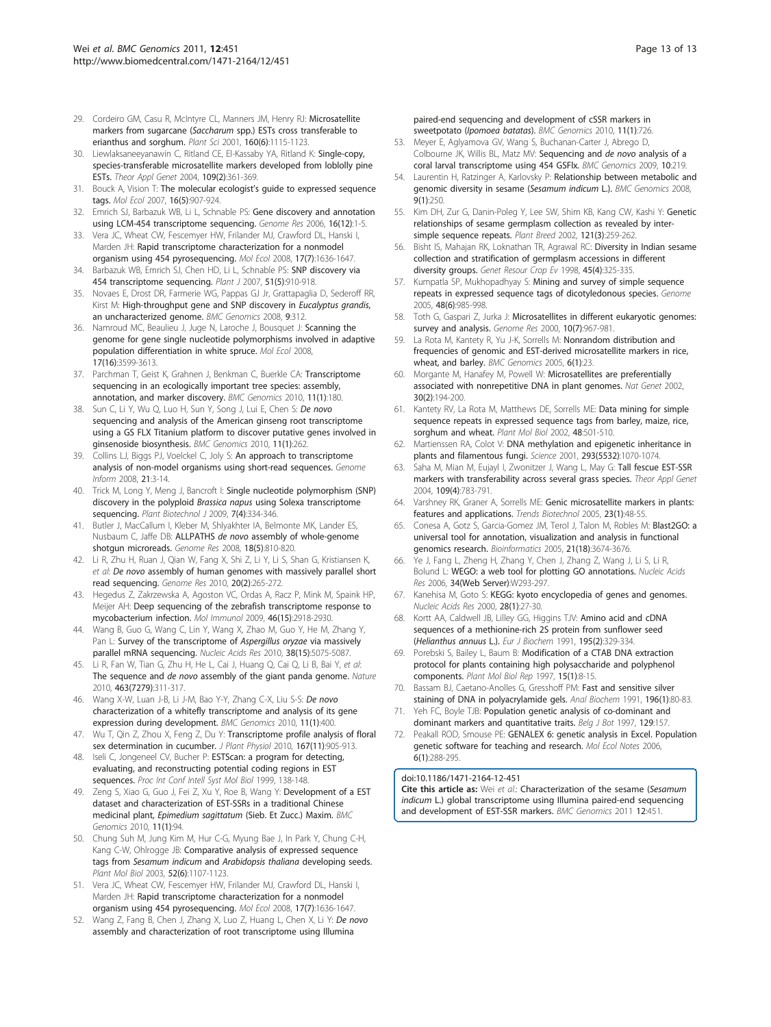29. Cordeiro GM, Casu R, McIntyre CL, Manners JM, Henry RJ: Microsatellite markers from sugarcane (*Saccharum* spp.) ESTs cross transferable to erianthus and sorghum. *Plant Sci* 2001, 160(6):1115-1123.
30. Liewlaksaneeyanawin C, Ritland CE, El-Kassaby YA, Ritland K: Single-copy, species-transferable microsatellite markers developed from loblolly pine ESTs. *Theor Appl Genet* 2004, 109(2):361-369.
31. Bouck A, Vision T: The molecular ecologist's guide to expressed sequence tags. *Mol Ecol* 2007, 16(5):907-924.
32. Emrich SJ, Barbazuk WB, Li L, Schnable PS: Gene discovery and annotation using LCM-454 transcriptome sequencing. *Genome Res* 2006, 16(12):1-5.
33. Vera JC, Wheat CW, Fescemyer HW, Frilander MJ, Crawford DL, Hanski I, Marden JH: Rapid transcriptome characterization for a nonmodel organism using 454 pyrosequencing. *Mol Ecol* 2008, 17(7):1636-1647.
34. Barbazuk WB, Emrich SJ, Chen HD, Li L, Schnable PS: SNP discovery via 454 transcriptome sequencing. *Plant J* 2007, 51(5):910-918.
35. Novaes E, Drost DR, Farmerie WG, Pappas GJ Jr, Grattapaglia D, Sederoff RR, Kirst M: High-throughput gene and SNP discovery in *Eucalyptus grandis*, an uncharacterized genome. *BMC Genomics* 2008, 9:312.
36. Namroud MC, Beaulieu J, Juge N, Laroche J, Bousquet J: Scanning the genome for gene single nucleotide polymorphisms involved in adaptive population differentiation in white spruce. *Mol Ecol* 2008, 17(16):3599-3613.
37. Parchman T, Geist K, Grahnen J, Benkman C, Buerkle CA: Transcriptome sequencing in an ecologically important tree species: assembly, annotation, and marker discovery. *BMC Genomics* 2010, 11(1):180.
38. Sun C, Li Y, Wu Q, Luo H, Sun Y, Song J, Lui E, Chen S: *De novo* sequencing and analysis of the American ginseng root transcriptome using a GS FLX Titanium platform to discover putative genes involved in ginsenoside biosynthesis. *BMC Genomics* 2010, 11(1):262.
39. Collins LJ, Biggs PJ, Voelckel C, Joly S: An approach to transcriptome analysis of non-model organisms using short-read sequences. *Genome Inform* 2008, 21:3-14.
40. Trick M, Long Y, Meng J, Bancroft I: Single nucleotide polymorphism (SNP) discovery in the polyploid *Brassica napus* using Solexa transcriptome sequencing. *Plant Biotechnol J* 2009, 7(4):334-346.
41. Butler J, MacCallum I, Kleber M, Shlyakhter IA, Belmonte MK, Lander ES, Nusbaum C, Jaffe DB: ALLPATHS *de novo* assembly of whole-genome shotgun microreads. *Genome Res* 2008, 18(5):810-820.
42. Li R, Zhu H, Ruan J, Qian W, Fang X, Shi Z, Li Y, Li S, Shan G, Kristiansen K, *et al*: *De novo* assembly of human genomes with massively parallel short read sequencing. *Genome Res* 2010, 20(2):265-272.
43. Hegedus Z, Zakrzewska A, Agoston VC, Ordas A, Racz P, Mink M, Spaink HP, Meijer AH: Deep sequencing of the zebrafish transcriptome response to mycobacterium infection. *Mol Immunol* 2009, 46(15):2918-2930.
44. Wang B, Guo G, Wang C, Lin Y, Wang X, Zhao M, Guo Y, He M, Zhang Y, Pan L: Survey of the transcriptome of *Aspergillus oryzae* via massively parallel mRNA sequencing. *Nucleic Acids Res* 2010, 38(15):5075-5087.
45. Li R, Fan W, Tian G, Zhu H, He L, Cai J, Huang Q, Cai Q, Li B, Bai Y, *et al*: The sequence and *de novo* assembly of the giant panda genome. *Nature* 2010, 463(7279):311-317.
46. Wang X-W, Luan J-B, Li J-M, Bao Y-Y, Zhang C-X, Liu S-S: *De novo* characterization of a whitefly transcriptome and analysis of its gene expression during development. *BMC Genomics* 2010, 11(1):400.
47. Wu T, Qin Z, Zhou X, Feng Z, Du Y: Transcriptome profile analysis of floral sex determination in cucumber. *J Plant Physiol* 2010, 167(11):905-913.
48. Iseli C, Jongeneel CV, Bucher P: ESTScan: a program for detecting, evaluating, and reconstructing potential coding regions in EST sequences. *Proc Int Conf Intell Syst Mol Biol* 1999, 138-148.
49. Zeng S, Xiao G, Guo J, Fei Z, Xu Y, Roe B, Wang Y: Development of a EST dataset and characterization of EST-SSRs in a traditional Chinese medicinal plant, *Epimedium sagittatum* (Sieb. Et Zucc.) Maxim. *BMC Genomics* 2010, 11(1):94.
50. Chung Suh M, Jung Kim M, Hur C-G, Myung Bae J, In Park Y, Chung C-H, Kang C-W, Ohlrogge JB: Comparative analysis of expressed sequence tags from *Sesamum indicum* and *Arabidopsis thaliana* developing seeds. *Plant Mol Biol* 2003, 52(6):1107-1123.
51. Vera JC, Wheat CW, Fescemyer HW, Frilander MJ, Crawford DL, Hanski I, Marden JH: Rapid transcriptome characterization for a nonmodel organism using 454 pyrosequencing. *Mol Ecol* 2008, 17(7):1636-1647.
52. Wang Z, Fang B, Chen J, Zhang X, Luo Z, Huang L, Chen X, Li Y: *De novo* assembly and characterization of root transcriptome using Illumina paired-end sequencing and development of cSSR markers in sweetpotato (*Ipomoea batatas*). *BMC Genomics* 2010, 11(1):726.
53. Meyer E, Aglyamova GV, Wang S, Buchanan-Carter J, Abrego D, Colbourne JK, Willis BL, Matz MV: Sequencing and *de novo* analysis of a coral larval transcriptome using 454 GSFlx. *BMC Genomics* 2009, 10:219.
54. Laurentin H, Ratzinger A, Karlovsky P: Relationship between metabolic and genomic diversity in sesame (*Sesamum indicum* L.). *BMC Genomics* 2008, 9(1):250.
55. Kim DH, Zur G, Danin-Poleg Y, Lee SW, Shim KB, Kang CW, Kashi Y: Genetic relationships of sesame germplasm collection as revealed by inter-simple sequence repeats. *Plant Breed* 2002, 121(3):259-262.
56. Bisht IS, Mahajan RK, Loknathan TR, Agrawal RC: Diversity in Indian sesame collection and stratification of germplasm accessions in different diversity groups. *Genet Resour Crop Ev* 1998, 45(4):325-335.
57. Kumpatla SP, Mukhopadhyay S: Mining and survey of simple sequence repeats in expressed sequence tags of dicotyledonous species. *Genome* 2005, 48(6):985-998.
58. Toth G, Gaspari Z, Jurka J: Microsatellites in different eukaryotic genomes: survey and analysis. *Genome Res* 2000, 10(7):967-981.
59. La Rota M, Kantety R, Yu J-K, Sorrells M: Nonrandom distribution and frequencies of genomic and EST-derived microsatellite markers in rice, wheat, and barley. *BMC Genomics* 2005, 6(1):23.
60. Morgante M, Hanafey M, Powell W: Microsatellites are preferentially associated with nonrepetitive DNA in plant genomes. *Nat Genet* 2002, 30(2):194-200.
61. Kantety RV, La Rota M, Matthews DE, Sorrells ME: Data mining for simple sequence repeats in expressed sequence tags from barley, maize, rice, sorghum and wheat. *Plant Mol Biol* 2002, 48:501-510.
62. Martienssen RA, Colot V: DNA methylation and epigenetic inheritance in plants and filamentous fungi. *Science* 2001, 293(5532):1070-1074.
63. Saha M, Mian M, Eujayl I, Zwonitzer J, Wang L, May G: Tall fescue EST-SSR markers with transferability across several grass species. *Theor Appl Genet* 2004, 109(4):783-791.
64. Varshney RK, Graner A, Sorrells ME: Genic microsatellite markers in plants: features and applications. *Trends Biotechnol* 2005, 23(1):48-55.
65. Conesa A, Gotz S, Garcia-Gomez JM, Terol J, Talon M, Robles M: Blast2GO: a universal tool for annotation, visualization and analysis in functional genomics research. *Bioinformatics* 2005, 21(18):3674-3676.
66. Ye J, Fang L, Zheng H, Zhang Y, Chen J, Zhang Z, Wang J, Li S, Li R, Bolund L: WEGO: a web tool for plotting GO annotations. *Nucleic Acids Res* 2006, 34(Web Server):W293-297.
67. Kanehisa M, Goto S: KEGG: kyoto encyclopedia of genes and genomes. *Nucleic Acids Res* 2000, 28(1):27-30.
68. Kortt AA, Caldwell JB, Lilley GG, Higgins TJV: Amino acid and cDNA sequences of a methionine-rich 2S protein from sunflower seed (*Helianthus annuus* L.). *Eur J Biochem* 1991, 195(2):329-334.
69. Porebski S, Bailey L, Baum B: Modification of a CTAB DNA extraction protocol for plants containing high polysaccharide and polyphenol components. *Plant Mol Biol Rep* 1997, 15(1):8-15.
70. Bassam BJ, Caetano-Anolles G, Gresshoff PM: Fast and sensitive silver staining of DNA in polyacrylamide gels. *Anal Biochem* 1991, 196(1):80-83.
71. Yeh FC, Boyle TJB: Population genetic analysis of co-dominant and dominant markers and quantitative traits. *Belg J Bot* 1997, 129:157.
72. Peakall ROD, Smouse PE: GENALEX 6: genetic analysis in Excel. Population genetic software for teaching and research. *Mol Ecol Notes* 2006, 6(1):288-295.

doi:10.1186/1471-2164-12-451

**Cite this article as:** Wei *et al.*: Characterization of the sesame (*Sesamum indicum* L.) global transcriptome using Illumina paired-end sequencing and development of EST-SSR markers. *BMC Genomics* 2011 12:451.